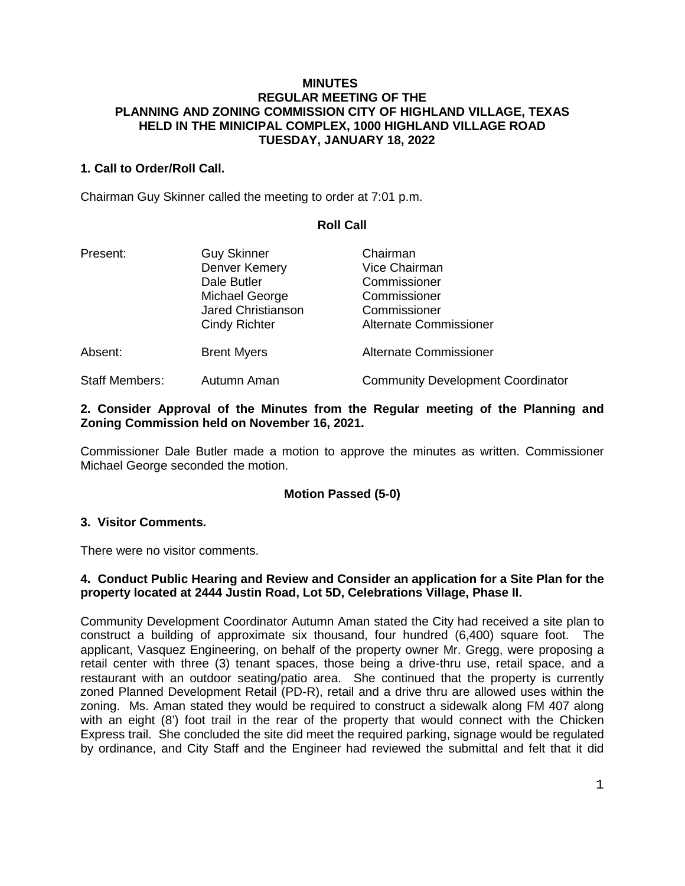**MINUTES**
**REGULAR MEETING OF THE**
**PLANNING AND ZONING COMMISSION CITY OF HIGHLAND VILLAGE, TEXAS**
**HELD IN THE MINICIPAL COMPLEX, 1000 HIGHLAND VILLAGE ROAD**
**TUESDAY, JANUARY 18, 2022**

## 1. Call to Order/Roll Call.

Chairman Guy Skinner called the meeting to order at 7:01 p.m.

**Roll Call**

| | | |
|---|---|---|
| Present: | Guy Skinner | Chairman |
| | Denver Kemery | Vice Chairman |
| | Dale Butler | Commissioner |
| | Michael George | Commissioner |
| | Jared Christianson | Commissioner |
| | Cindy Richter | Alternate Commissioner |
| Absent: | Brent Myers | Alternate Commissioner |
| Staff Members: | Autumn Aman | Community Development Coordinator |

## 2. Consider Approval of the Minutes from the Regular meeting of the Planning and Zoning Commission held on November 16, 2021.

Commissioner Dale Butler made a motion to approve the minutes as written. Commissioner Michael George seconded the motion.

**Motion Passed (5-0)**

## 3. Visitor Comments.

There were no visitor comments.

## 4. Conduct Public Hearing and Review and Consider an application for a Site Plan for the property located at 2444 Justin Road, Lot 5D, Celebrations Village, Phase II.

Community Development Coordinator Autumn Aman stated the City had received a site plan to construct a building of approximate six thousand, four hundred (6,400) square foot. The applicant, Vasquez Engineering, on behalf of the property owner Mr. Gregg, were proposing a retail center with three (3) tenant spaces, those being a drive-thru use, retail space, and a restaurant with an outdoor seating/patio area. She continued that the property is currently zoned Planned Development Retail (PD-R), retail and a drive thru are allowed uses within the zoning. Ms. Aman stated they would be required to construct a sidewalk along FM 407 along with an eight (8') foot trail in the rear of the property that would connect with the Chicken Express trail. She concluded the site did meet the required parking, signage would be regulated by ordinance, and City Staff and the Engineer had reviewed the submittal and felt that it did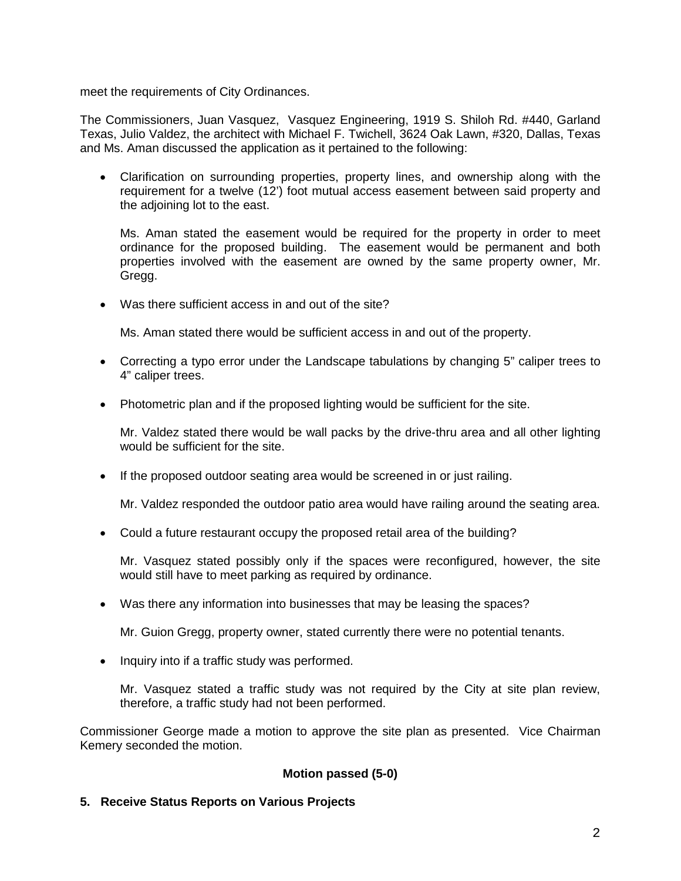meet the requirements of City Ordinances.

The Commissioners, Juan Vasquez, Vasquez Engineering, 1919 S. Shiloh Rd. #440, Garland Texas, Julio Valdez, the architect with Michael F. Twichell, 3624 Oak Lawn, #320, Dallas, Texas and Ms. Aman discussed the application as it pertained to the following:

- Clarification on surrounding properties, property lines, and ownership along with the requirement for a twelve (12') foot mutual access easement between said property and the adjoining lot to the east.

  Ms. Aman stated the easement would be required for the property in order to meet ordinance for the proposed building. The easement would be permanent and both properties involved with the easement are owned by the same property owner, Mr. Gregg.

- Was there sufficient access in and out of the site?

  Ms. Aman stated there would be sufficient access in and out of the property.

- Correcting a typo error under the Landscape tabulations by changing 5" caliper trees to 4" caliper trees.

- Photometric plan and if the proposed lighting would be sufficient for the site.

  Mr. Valdez stated there would be wall packs by the drive-thru area and all other lighting would be sufficient for the site.

- If the proposed outdoor seating area would be screened in or just railing.

  Mr. Valdez responded the outdoor patio area would have railing around the seating area.

- Could a future restaurant occupy the proposed retail area of the building?

  Mr. Vasquez stated possibly only if the spaces were reconfigured, however, the site would still have to meet parking as required by ordinance.

- Was there any information into businesses that may be leasing the spaces?

  Mr. Guion Gregg, property owner, stated currently there were no potential tenants.

- Inquiry into if a traffic study was performed.

  Mr. Vasquez stated a traffic study was not required by the City at site plan review, therefore, a traffic study had not been performed.

Commissioner George made a motion to approve the site plan as presented. Vice Chairman Kemery seconded the motion.

**Motion passed (5-0)**

**5. Receive Status Reports on Various Projects**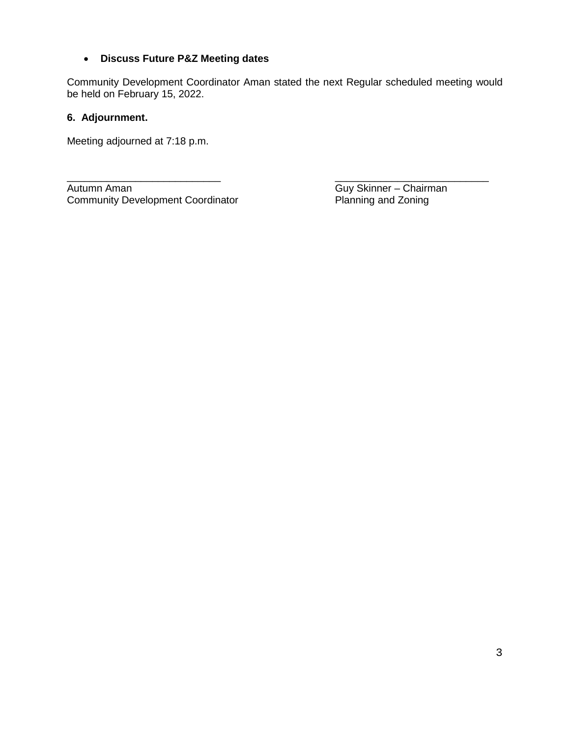- **Discuss Future P&Z Meeting dates**

Community Development Coordinator Aman stated the next Regular scheduled meeting would be held on February 15, 2022.

**6. Adjournment.**

Meeting adjourned at 7:18 p.m.

| | |
|---|---|
| ___________________________ | ___________________________ |
| Autumn Aman | Guy Skinner – Chairman |
| Community Development Coordinator | Planning and Zoning |